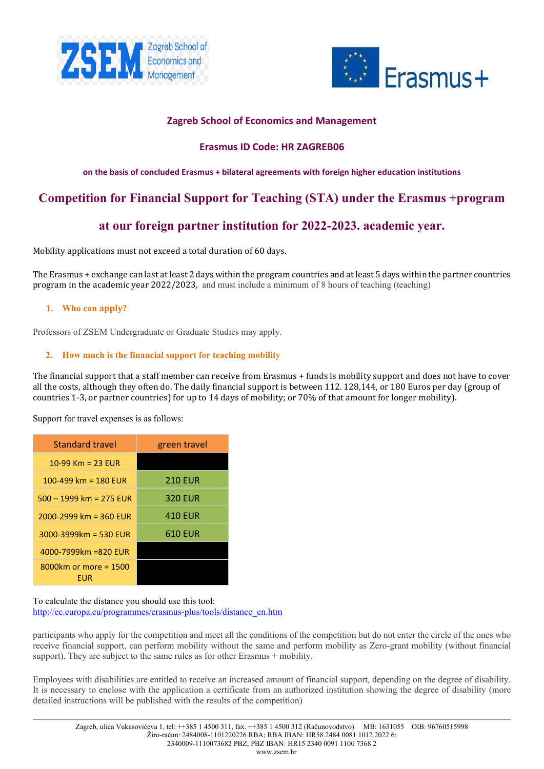## Zagreb School of Economics and Management

### Erasmus ID Code: HR ZAGREB06

**on the basis of concluded Erasmus + bilateral agreements with foreign higher education institutions**

# Competition for Financial Support for Teaching (STA) under the Erasmus +program

# at our foreign partner institution for 2022-2023. academic year.

Mobility applications must not exceed a total duration of 60 days.

The Erasmus + exchange can last at least 2 days within the program countries and at least 5 days within the partner countries program in the academic year 2022/2023, and must include a minimum of 8 hours of teaching (teaching)

### 1. Who can apply?

Professors of ZSEM Undergraduate or Graduate Studies may apply.

### 2. How much is the financial support for teaching mobility

The financial support that a staff member can receive from Erasmus + funds is mobility support and does not have to cover all the costs, although they often do. The daily financial support is between 112. 128,144, or 180 Euros per day (group of countries 1-3, or partner countries) for up to 14 days of mobility; or 70% of that amount for longer mobility).

Support for travel expenses is as follows:

| Standard travel | green travel |
|---|---|
| 10-99 Km = 23 EUR | |
| 100-499 km = 180 EUR | 210 EUR |
| 500 – 1999 km = 275 EUR | 320 EUR |
| 2000-2999 km = 360 EUR | 410 EUR |
| 3000-3999km = 530 EUR | 610 EUR |
| 4000-7999km =820 EUR | |
| 8000km or more = 1500 EUR | |

To calculate the distance you should use this tool:
http://ec.europa.eu/programmes/erasmus-plus/tools/distance_en.htm

participants who apply for the competition and meet all the conditions of the competition but do not enter the circle of the ones who receive financial support, can perform mobility without the same and perform mobility as Zero-grant mobility (without financial support). They are subject to the same rules as for other Erasmus + mobility.

Employees with disabilities are entitled to receive an increased amount of financial support, depending on the degree of disability. It is necessary to enclose with the application a certificate from an authorized institution showing the degree of disability (more detailed instructions will be published with the results of the competition)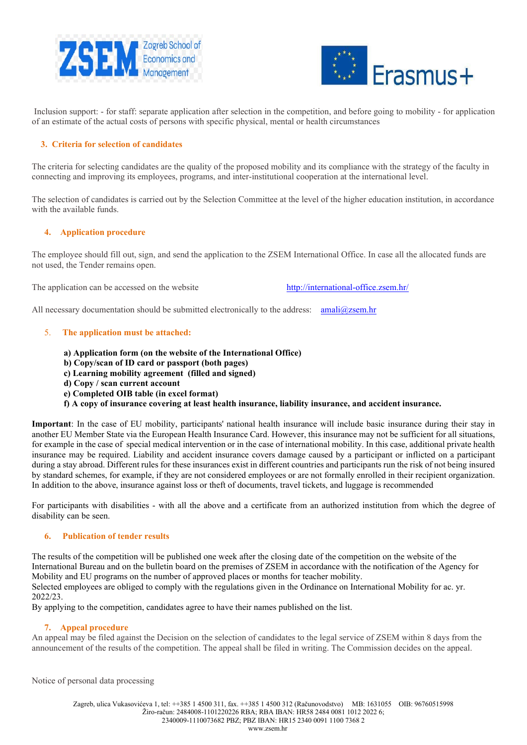Inclusion support: - for staff: separate application after selection in the competition, and before going to mobility - for application of an estimate of the actual costs of persons with specific physical, mental or health circumstances

## 3. Criteria for selection of candidates

The criteria for selecting candidates are the quality of the proposed mobility and its compliance with the strategy of the faculty in connecting and improving its employees, programs, and inter-institutional cooperation at the international level.

The selection of candidates is carried out by the Selection Committee at the level of the higher education institution, in accordance with the available funds.

## 4. Application procedure

The employee should fill out, sign, and send the application to the ZSEM International Office. In case all the allocated funds are not used, the Tender remains open.

The application can be accessed on the website http://international-office.zsem.hr/

All necessary documentation should be submitted electronically to the address: amali@zsem.hr

## 5. The application must be attached:

**a) Application form (on the website of the International Office)**
**b) Copy/scan of ID card or passport (both pages)**
**c) Learning mobility agreement (filled and signed)**
**d) Copy / scan current account**
**e) Completed OIB table (in excel format)**
**f) A copy of insurance covering at least health insurance, liability insurance, and accident insurance.**

**Important**: In the case of EU mobility, participants' national health insurance will include basic insurance during their stay in another EU Member State via the European Health Insurance Card. However, this insurance may not be sufficient for all situations, for example in the case of special medical intervention or in the case of international mobility. In this case, additional private health insurance may be required. Liability and accident insurance covers damage caused by a participant or inflicted on a participant during a stay abroad. Different rules for these insurances exist in different countries and participants run the risk of not being insured by standard schemes, for example, if they are not considered employees or are not formally enrolled in their recipient organization. In addition to the above, insurance against loss or theft of documents, travel tickets, and luggage is recommended

For participants with disabilities - with all the above and a certificate from an authorized institution from which the degree of disability can be seen.

## 6. Publication of tender results

The results of the competition will be published one week after the closing date of the competition on the website of the International Bureau and on the bulletin board on the premises of ZSEM in accordance with the notification of the Agency for Mobility and EU programs on the number of approved places or months for teacher mobility.
Selected employees are obliged to comply with the regulations given in the Ordinance on International Mobility for ac. yr. 2022/23.
By applying to the competition, candidates agree to have their names published on the list.

## 7. Appeal procedure

An appeal may be filed against the Decision on the selection of candidates to the legal service of ZSEM within 8 days from the announcement of the results of the competition. The appeal shall be filed in writing. The Commission decides on the appeal.

Notice of personal data processing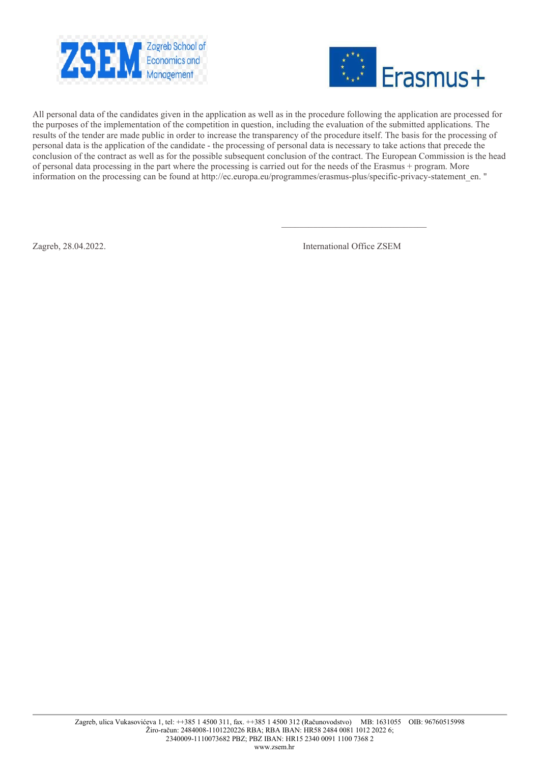All personal data of the candidates given in the application as well as in the procedure following the application are processed for the purposes of the implementation of the competition in question, including the evaluation of the submitted applications. The results of the tender are made public in order to increase the transparency of the procedure itself. The basis for the processing of personal data is the application of the candidate - the processing of personal data is necessary to take actions that precede the conclusion of the contract as well as for the possible subsequent conclusion of the contract. The European Commission is the head of personal data processing in the part where the processing is carried out for the needs of the Erasmus + program. More information on the processing can be found at http://ec.europa.eu/programmes/erasmus-plus/specific-privacy-statement_en. "

Zagreb, 28.04.2022.

International Office ZSEM